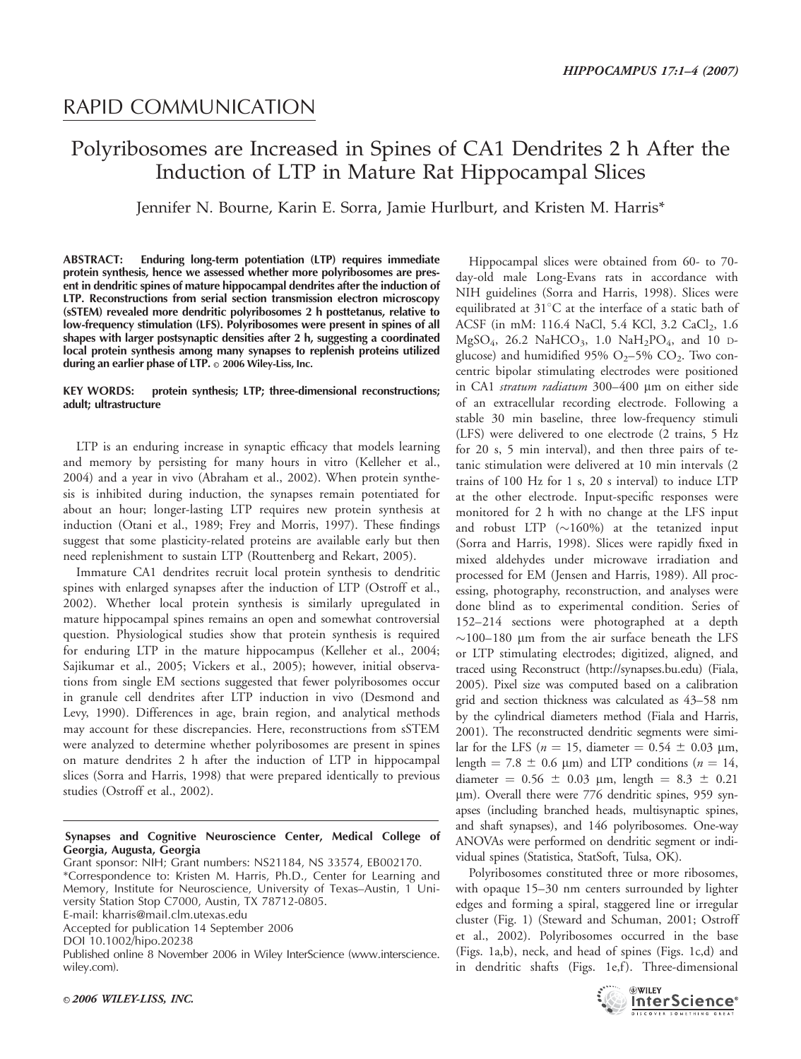# RAPID COMMUNICATION

# Polyribosomes are Increased in Spines of CA1 Dendrites 2 h After the Induction of LTP in Mature Rat Hippocampal Slices

Jennifer N. Bourne, Karin E. Sorra, Jamie Hurlburt, and Kristen M. Harris*

**ABSTRACT: Enduring long-term potentiation (LTP) requires immediate protein synthesis, hence we assessed whether more polyribosomes are present in dendritic spines of mature hippocampal dendrites after the induction of LTP. Reconstructions from serial section transmission electron microscopy (sSTEM) revealed more dendritic polyribosomes 2 h posttetanus, relative to low-frequency stimulation (LFS). Polyribosomes were present in spines of all shapes with larger postsynaptic densities after 2 h, suggesting a coordinated local protein synthesis among many synapses to replenish proteins utilized during an earlier phase of LTP.** © 2006 Wiley-Liss, Inc.

**KEY WORDS:** protein synthesis; LTP; three-dimensional reconstructions; adult; ultrastructure

LTP is an enduring increase in synaptic efficacy that models learning and memory by persisting for many hours in vitro (Kelleher et al., 2004) and a year in vivo (Abraham et al., 2002). When protein synthesis is inhibited during induction, the synapses remain potentiated for about an hour; longer-lasting LTP requires new protein synthesis at induction (Otani et al., 1989; Frey and Morris, 1997). These findings suggest that some plasticity-related proteins are available early but then need replenishment to sustain LTP (Routtenberg and Rekart, 2005).

Immature CA1 dendrites recruit local protein synthesis to dendritic spines with enlarged synapses after the induction of LTP (Ostroff et al., 2002). Whether local protein synthesis is similarly upregulated in mature hippocampal spines remains an open and somewhat controversial question. Physiological studies show that protein synthesis is required for enduring LTP in the mature hippocampus (Kelleher et al., 2004; Sajikumar et al., 2005; Vickers et al., 2005); however, initial observations from single EM sections suggested that fewer polyribosomes occur in granule cell dendrites after LTP induction in vivo (Desmond and Levy, 1990). Differences in age, brain region, and analytical methods may account for these discrepancies. Here, reconstructions from sSTEM were analyzed to determine whether polyribosomes are present in spines on mature dendrites 2 h after the induction of LTP in hippocampal slices (Sorra and Harris, 1998) that were prepared identically to previous studies (Ostroff et al., 2002).

Hippocampal slices were obtained from 60- to 70-day-old male Long-Evans rats in accordance with NIH guidelines (Sorra and Harris, 1998). Slices were equilibrated at 31°C at the interface of a static bath of ACSF (in mM: 116.4 NaCl, 5.4 KCl, 3.2 $CaCl_2$, 1.6 $MgSO_4$, 26.2 $NaHCO_3$, 1.0 $NaH_2PO_4$, and 10 D-glucose) and humidified 95% $O_2$–5% $CO_2$. Two concentric bipolar stimulating electrodes were positioned in CA1 *stratum radiatum* 300–400 μm on either side of an extracellular recording electrode. Following a stable 30 min baseline, three low-frequency stimuli (LFS) were delivered to one electrode (2 trains, 5 Hz for 20 s, 5 min interval), and then three pairs of tetanic stimulation were delivered at 10 min intervals (2 trains of 100 Hz for 1 s, 20 s interval) to induce LTP at the other electrode. Input-specific responses were monitored for 2 h with no change at the LFS input and robust LTP (~160%) at the tetanized input (Sorra and Harris, 1998). Slices were rapidly fixed in mixed aldehydes under microwave irradiation and processed for EM (Jensen and Harris, 1989). All processing, photography, reconstruction, and analyses were done blind as to experimental condition. Series of 152–214 sections were photographed at a depth ~100–180 μm from the air surface beneath the LFS or LTP stimulating electrodes; digitized, aligned, and traced using Reconstruct (http://synapses.bu.edu) (Fiala, 2005). Pixel size was computed based on a calibration grid and section thickness was calculated as 43–58 nm by the cylindrical diameters method (Fiala and Harris, 2001). The reconstructed dendritic segments were similar for the LFS ($n$ = 15, diameter = 0.54 ± 0.03 μm, length = 7.8 ± 0.6 μm) and LTP conditions ($n$ = 14, diameter = 0.56 ± 0.03 μm, length = 8.3 ± 0.21 μm). Overall there were 776 dendritic spines, 959 synapses (including branched heads, multisynaptic spines, and shaft synapses), and 146 polyribosomes. One-way ANOVAs were performed on dendritic segment or individual spines (Statistica, StatSoft, Tulsa, OK).

Polyribosomes constituted three or more ribosomes, with opaque 15–30 nm centers surrounded by lighter edges and forming a spiral, staggered line or irregular cluster (Fig. 1) (Steward and Schuman, 2001; Ostroff et al., 2002). Polyribosomes occurred in the base (Figs. 1a,b), neck, and head of spines (Figs. 1c,d) and in dendritic shafts (Figs. 1e,f). Three-dimensional

---

**Synapses and Cognitive Neuroscience Center, Medical College of Georgia, Augusta, Georgia**
Grant sponsor: NIH; Grant numbers: NS21184, NS 33574, EB002170.
*Correspondence to: Kristen M. Harris, Ph.D., Center for Learning and Memory, Institute for Neuroscience, University of Texas–Austin, 1 University Station Stop C7000, Austin, TX 78712-0805.
E-mail: kharris@mail.clm.utexas.edu
Accepted for publication 14 September 2006
DOI 10.1002/hipo.20238
Published online 8 November 2006 in Wiley InterScience (www.interscience.wiley.com).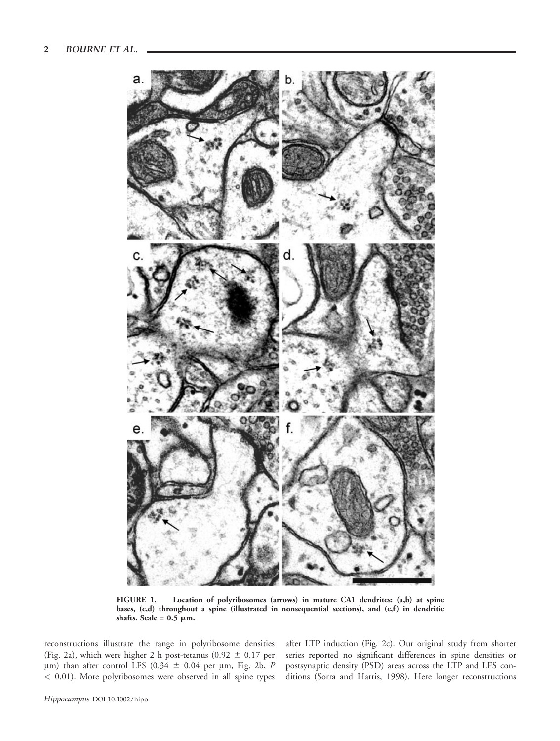FIGURE 1. Location of polyribosomes (arrows) in mature CA1 dendrites: (a,b) at spine bases, (c,d) throughout a spine (illustrated in nonsequential sections), and (e,f) in dendritic shafts. Scale = 0.5 μm.

reconstructions illustrate the range in polyribosome densities (Fig. 2a), which were higher 2 h post-tetanus ($0.92 \pm 0.17$ per μm) than after control LFS ($0.34 \pm 0.04$ per μm, Fig. 2b, $P < 0.01$). More polyribosomes were observed in all spine types after LTP induction (Fig. 2c). Our original study from shorter series reported no significant differences in spine densities or postsynaptic density (PSD) areas across the LTP and LFS conditions (Sorra and Harris, 1998). Here longer reconstructions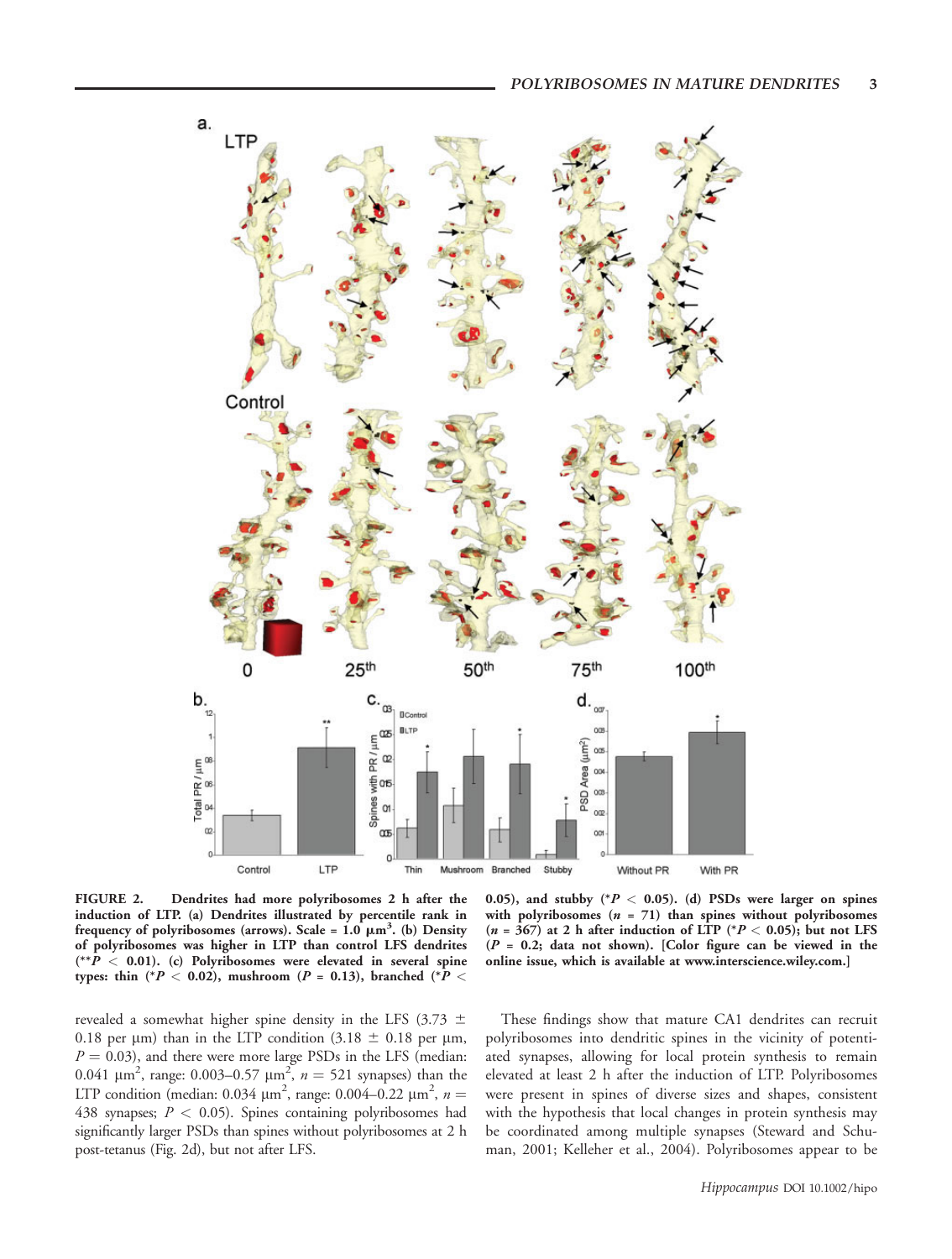FIGURE 2. Dendrites had more polyribosomes 2 h after the induction of LTP. (a) Dendrites illustrated by percentile rank in frequency of polyribosomes (arrows). Scale = 1.0 μm$^3$. (b) Density of polyribosomes was higher in LTP than control LFS dendrites (**$P < 0.01$). (c) Polyribosomes were elevated in several spine types: thin (*$P < 0.02$), mushroom ($P = 0.13$), branched (*$P < 0.05$), and stubby (*$P < 0.05$). (d) PSDs were larger on spines with polyribosomes ($n = 71$) than spines without polyribosomes ($n = 367$) at 2 h after induction of LTP (*$P < 0.05$); but not LFS ($P = 0.2$; data not shown). [Color figure can be viewed in the online issue, which is available at www.interscience.wiley.com.]

revealed a somewhat higher spine density in the LFS (3.73 ± 0.18 per μm) than in the LTP condition (3.18 ± 0.18 per μm, $P = 0.03$), and there were more large PSDs in the LFS (median: 0.041 μm$^2$, range: 0.003–0.57 μm$^2$, $n = 521$ synapses) than the LTP condition (median: 0.034 μm$^2$, range: 0.004–0.22 μm$^2$, $n = 438$ synapses; $P < 0.05$). Spines containing polyribosomes had significantly larger PSDs than spines without polyribosomes at 2 h post-tetanus (Fig. 2d), but not after LFS.

These findings show that mature CA1 dendrites can recruit polyribosomes into dendritic spines in the vicinity of potentiated synapses, allowing for local protein synthesis to remain elevated at least 2 h after the induction of LTP. Polyribosomes were present in spines of diverse sizes and shapes, consistent with the hypothesis that local changes in protein synthesis may be coordinated among multiple synapses (Steward and Schuman, 2001; Kelleher et al., 2004). Polyribosomes appear to be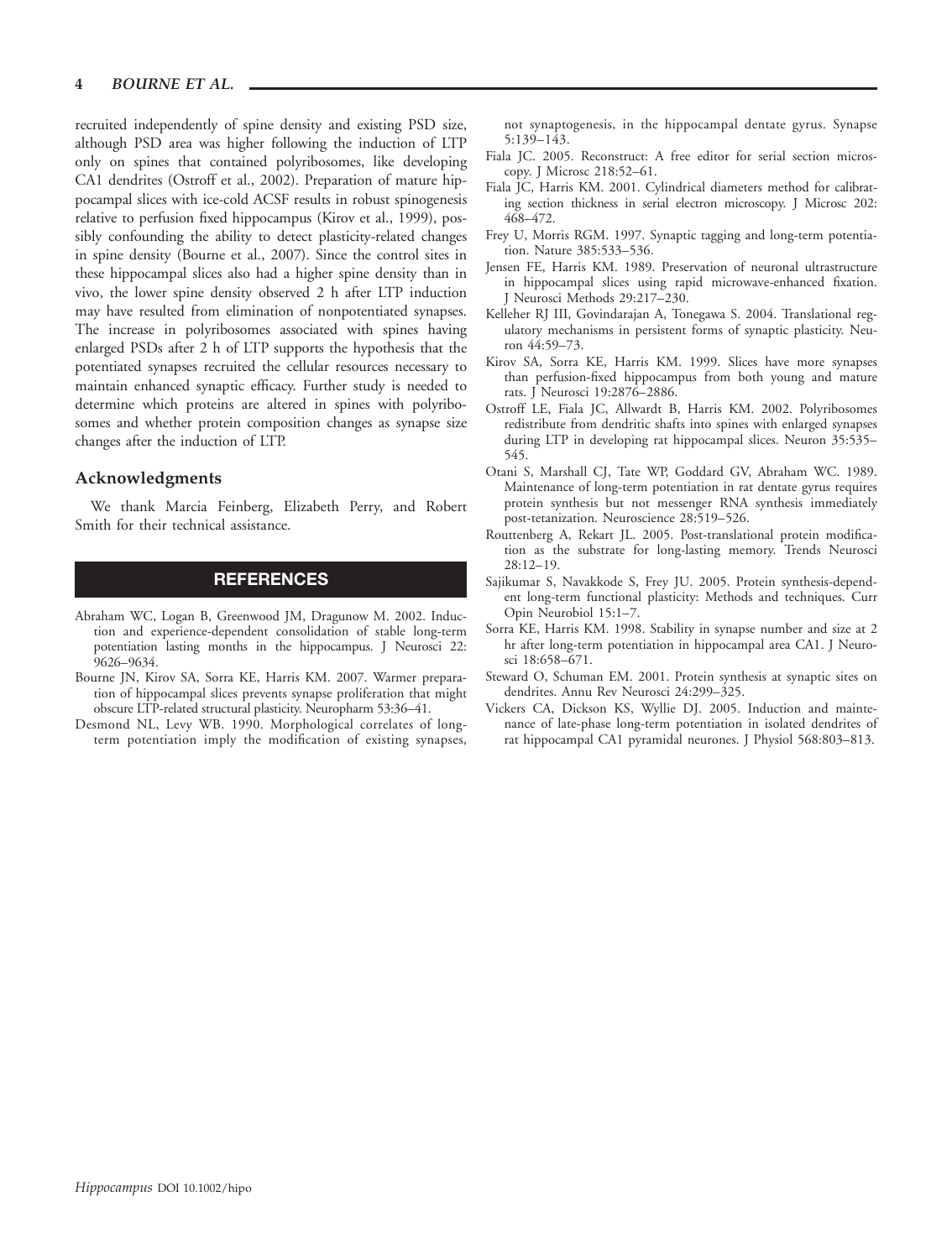recruited independently of spine density and existing PSD size, although PSD area was higher following the induction of LTP only on spines that contained polyribosomes, like developing CA1 dendrites (Ostroff et al., 2002). Preparation of mature hippocampal slices with ice-cold ACSF results in robust spinogenesis relative to perfusion fixed hippocampus (Kirov et al., 1999), possibly confounding the ability to detect plasticity-related changes in spine density (Bourne et al., 2007). Since the control sites in these hippocampal slices also had a higher spine density than in vivo, the lower spine density observed 2 h after LTP induction may have resulted from elimination of nonpotentiated synapses. The increase in polyribosomes associated with spines having enlarged PSDs after 2 h of LTP supports the hypothesis that the potentiated synapses recruited the cellular resources necessary to maintain enhanced synaptic efficacy. Further study is needed to determine which proteins are altered in spines with polyribosomes and whether protein composition changes as synapse size changes after the induction of LTP.

## Acknowledgments

We thank Marcia Feinberg, Elizabeth Perry, and Robert Smith for their technical assistance.

## REFERENCES

Abraham WC, Logan B, Greenwood JM, Dragunow M. 2002. Induction and experience-dependent consolidation of stable long-term potentiation lasting months in the hippocampus. J Neurosci 22: 9626–9634.

Bourne JN, Kirov SA, Sorra KE, Harris KM. 2007. Warmer preparation of hippocampal slices prevents synapse proliferation that might obscure LTP-related structural plasticity. Neuropharm 53:36–41.

Desmond NL, Levy WB. 1990. Morphological correlates of long-term potentiation imply the modification of existing synapses, not synaptogenesis, in the hippocampal dentate gyrus. Synapse 5:139–143.

Fiala JC. 2005. Reconstruct: A free editor for serial section microscopy. J Microsc 218:52–61.

Fiala JC, Harris KM. 2001. Cylindrical diameters method for calibrating section thickness in serial electron microscopy. J Microsc 202: 468–472.

Frey U, Morris RGM. 1997. Synaptic tagging and long-term potentiation. Nature 385:533–536.

Jensen FE, Harris KM. 1989. Preservation of neuronal ultrastructure in hippocampal slices using rapid microwave-enhanced fixation. J Neurosci Methods 29:217–230.

Kelleher RJ III, Govindarajan A, Tonegawa S. 2004. Translational regulatory mechanisms in persistent forms of synaptic plasticity. Neuron 44:59–73.

Kirov SA, Sorra KE, Harris KM. 1999. Slices have more synapses than perfusion-fixed hippocampus from both young and mature rats. J Neurosci 19:2876–2886.

Ostroff LE, Fiala JC, Allwardt B, Harris KM. 2002. Polyribosomes redistribute from dendritic shafts into spines with enlarged synapses during LTP in developing rat hippocampal slices. Neuron 35:535–545.

Otani S, Marshall CJ, Tate WP, Goddard GV, Abraham WC. 1989. Maintenance of long-term potentiation in rat dentate gyrus requires protein synthesis but not messenger RNA synthesis immediately post-tetanization. Neuroscience 28:519–526.

Routtenberg A, Rekart JL. 2005. Post-translational protein modification as the substrate for long-lasting memory. Trends Neurosci 28:12–19.

Sajikumar S, Navakkode S, Frey JU. 2005. Protein synthesis-dependent long-term functional plasticity: Methods and techniques. Curr Opin Neurobiol 15:1–7.

Sorra KE, Harris KM. 1998. Stability in synapse number and size at 2 hr after long-term potentiation in hippocampal area CA1. J Neurosci 18:658–671.

Steward O, Schuman EM. 2001. Protein synthesis at synaptic sites on dendrites. Annu Rev Neurosci 24:299–325.

Vickers CA, Dickson KS, Wyllie DJ. 2005. Induction and maintenance of late-phase long-term potentiation in isolated dendrites of rat hippocampal CA1 pyramidal neurones. J Physiol 568:803–813.